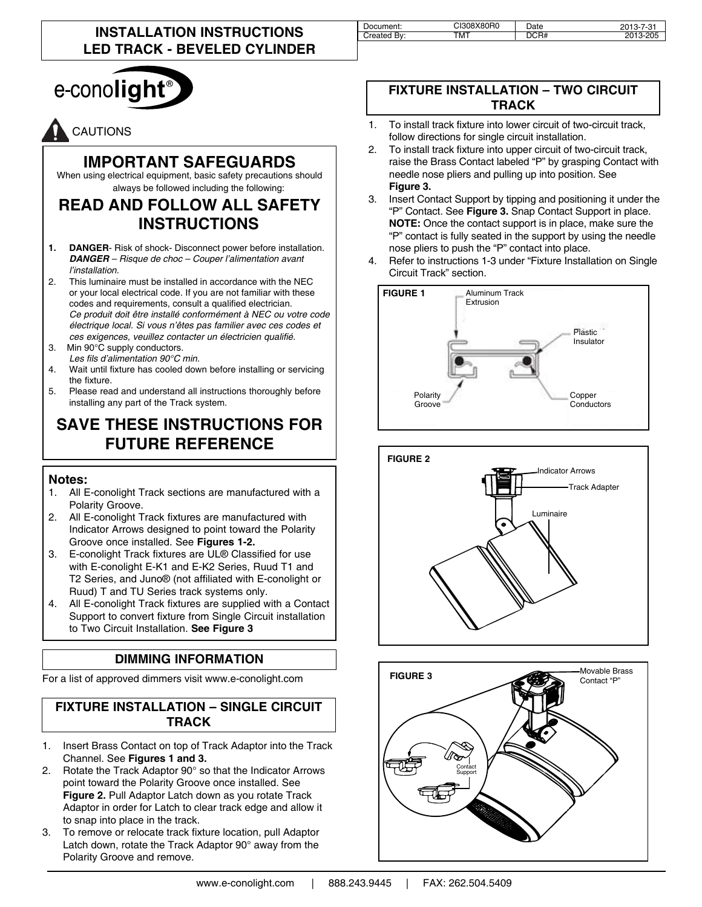# INSTALLATION INSTRUCTIONS
# LED TRACK - BEVELED CYLINDER

| Document: | CI308X80R0 | Date | 2013-7-31 |
| --- | --- | --- | --- |
| Created By: | TMT | DCR# | 2013-205 |

e-conolight®

CAUTIONS

## IMPORTANT SAFEGUARDS

When using electrical equipment, basic safety precautions should always be followed including the following:

## READ AND FOLLOW ALL SAFETY INSTRUCTIONS

1. **DANGER**- Risk of shock- Disconnect power before installation.
   ***DANGER*** *– Risque de choc – Couper l'alimentation avant l'installation.*
2. This luminaire must be installed in accordance with the NEC or your local electrical code. If you are not familiar with these codes and requirements, consult a qualified electrician.
   *Ce produit doit être installé conformément à NEC ou votre code électrique local. Si vous n'êtes pas familier avec ces codes et ces exigences, veuillez contacter un électricien qualifié.*
3. Min 90°C supply conductors.
   *Les fils d'alimentation 90°C min.*
4. Wait until fixture has cooled down before installing or servicing the fixture.
5. Please read and understand all instructions thoroughly before installing any part of the Track system.

## SAVE THESE INSTRUCTIONS FOR FUTURE REFERENCE

### Notes:

1. All E-conolight Track sections are manufactured with a Polarity Groove.
2. All E-conolight Track fixtures are manufactured with Indicator Arrows designed to point toward the Polarity Groove once installed. See **Figures 1-2.**
3. E-conolight Track fixtures are UL® Classified for use with E-conolight E-K1 and E-K2 Series, Ruud T1 and T2 Series, and Juno® (not affiliated with E-conolight or Ruud) T and TU Series track systems only.
4. All E-conolight Track fixtures are supplied with a Contact Support to convert fixture from Single Circuit installation to Two Circuit Installation. **See Figure 3**

### DIMMING INFORMATION

For a list of approved dimmers visit www.e-conolight.com

### FIXTURE INSTALLATION – SINGLE CIRCUIT TRACK

1. Insert Brass Contact on top of Track Adaptor into the Track Channel. See **Figures 1 and 3.**
2. Rotate the Track Adaptor 90° so that the Indicator Arrows point toward the Polarity Groove once installed. See **Figure 2.** Pull Adaptor Latch down as you rotate Track Adaptor in order for Latch to clear track edge and allow it to snap into place in the track.
3. To remove or relocate track fixture location, pull Adaptor Latch down, rotate the Track Adaptor 90° away from the Polarity Groove and remove.

### FIXTURE INSTALLATION – TWO CIRCUIT TRACK

1. To install track fixture into lower circuit of two-circuit track, follow directions for single circuit installation.
2. To install track fixture into upper circuit of two-circuit track, raise the Brass Contact labeled "P" by grasping Contact with needle nose pliers and pulling up into position. See **Figure 3.**
3. Insert Contact Support by tipping and positioning it under the "P" Contact. See **Figure 3.** Snap Contact Support in place. **NOTE:** Once the contact support is in place, make sure the "P" contact is fully seated in the support by using the needle nose pliers to push the "P" contact into place.
4. Refer to instructions 1-3 under "Fixture Installation on Single Circuit Track" section.

**FIGURE 1** — Aluminum Track Extrusion; Plastic Insulator; Polarity Groove; Copper Conductors

**FIGURE 2** — Indicator Arrows; Track Adapter; Luminaire

**FIGURE 3** — Movable Brass Contact "P"; Contact Support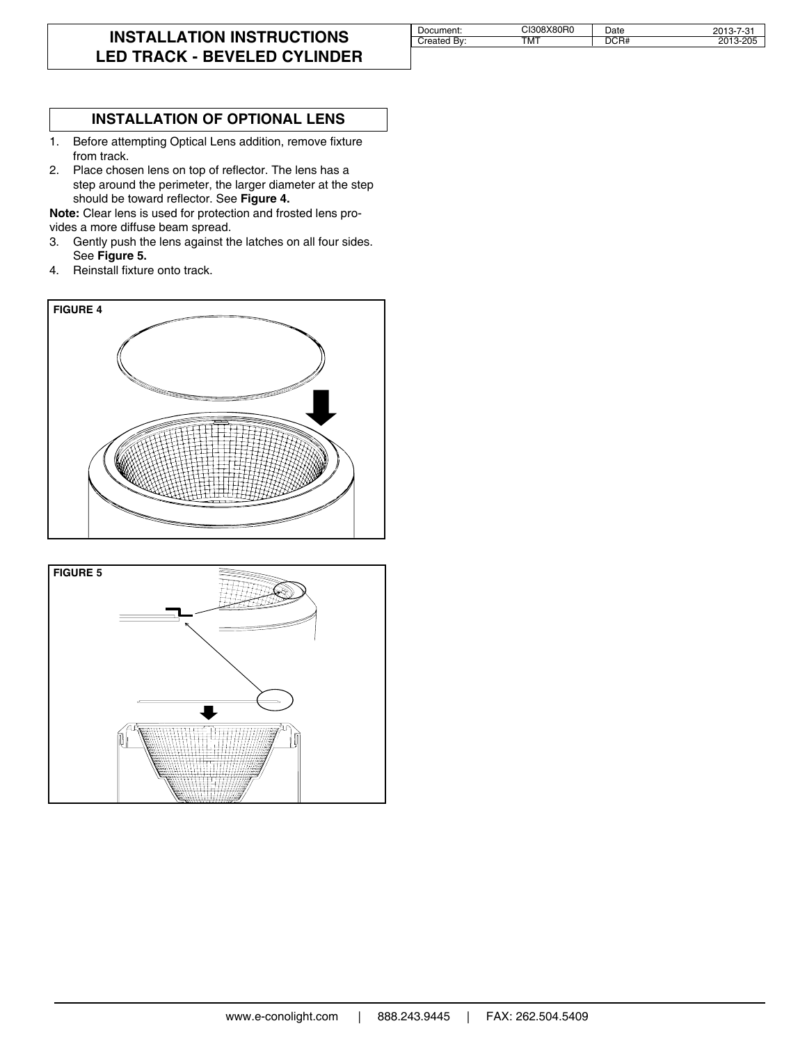# INSTALLATION INSTRUCTIONS
# LED TRACK - BEVELED CYLINDER

| Document: | CI308X80R0 | Date | 2013-7-31 |
| --- | --- | --- | --- |
| Created By: | TMT | DCR# | 2013-205 |

## INSTALLATION OF OPTIONAL LENS

1. Before attempting Optical Lens addition, remove fixture from track.
2. Place chosen lens on top of reflector. The lens has a step around the perimeter, the larger diameter at the step should be toward reflector. See **Figure 4.**

**Note:** Clear lens is used for protection and frosted lens provides a more diffuse beam spread.

3. Gently push the lens against the latches on all four sides. See **Figure 5.**
4. Reinstall fixture onto track.

**FIGURE 4**

**FIGURE 5**

www.e-conolight.com | 888.243.9445 | FAX: 262.504.5409